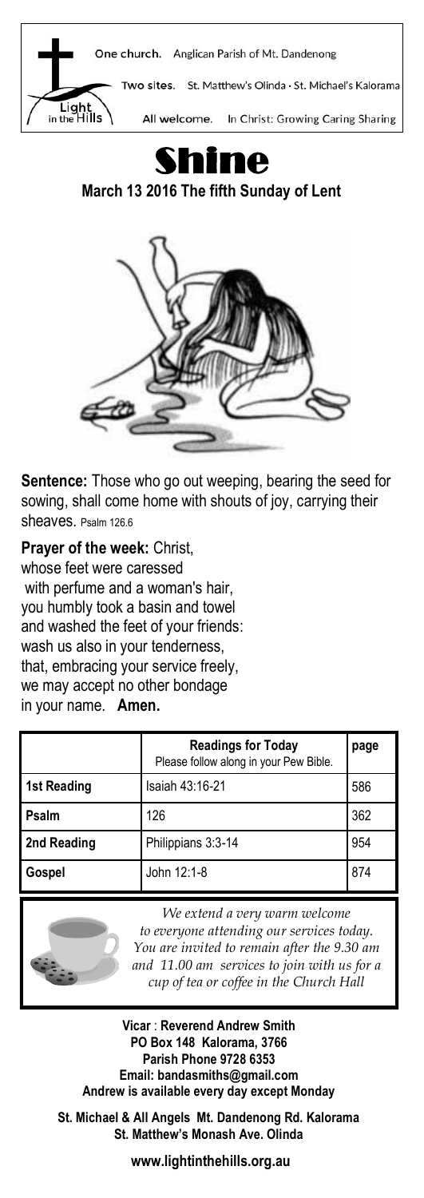One church. Anglican Parish of Mt. Dandenong

Two sites. St. Matthew's Olinda · St. Michael's Kalorama

Light in the Hills

All welcome. In Christ: Growing Caring Sharing

# Shine

**March 13 2016 The fifth Sunday of Lent**

**Sentence:** Those who go out weeping, bearing the seed for sowing, shall come home with shouts of joy, carrying their sheaves. Psalm 126.6

**Prayer of the week:** Christ,
whose feet were caressed
with perfume and a woman's hair,
you humbly took a basin and towel
and washed the feet of your friends:
wash us also in your tenderness,
that, embracing your service freely,
we may accept no other bondage
in your name. **Amen.**

| | **Readings for Today** Please follow along in your Pew Bible. | **page** |
|---|---|---|
| **1st Reading** | Isaiah 43:16-21 | 586 |
| **Psalm** | 126 | 362 |
| **2nd Reading** | Philippians 3:3-14 | 954 |
| **Gospel** | John 12:1-8 | 874 |

*We extend a very warm welcome to everyone attending our services today. You are invited to remain after the 9.30 am and 11.00 am services to join with us for a cup of tea or coffee in the Church Hall*

**Vicar** : **Reverend Andrew Smith**
**PO Box 148 Kalorama, 3766**
**Parish Phone 9728 6353**
**Email: bandasmiths@gmail.com**
**Andrew is available every day except Monday**

**St. Michael & All Angels Mt. Dandenong Rd. Kalorama**
**St. Matthew's Monash Ave. Olinda**

**www.lightinthehills.org.au**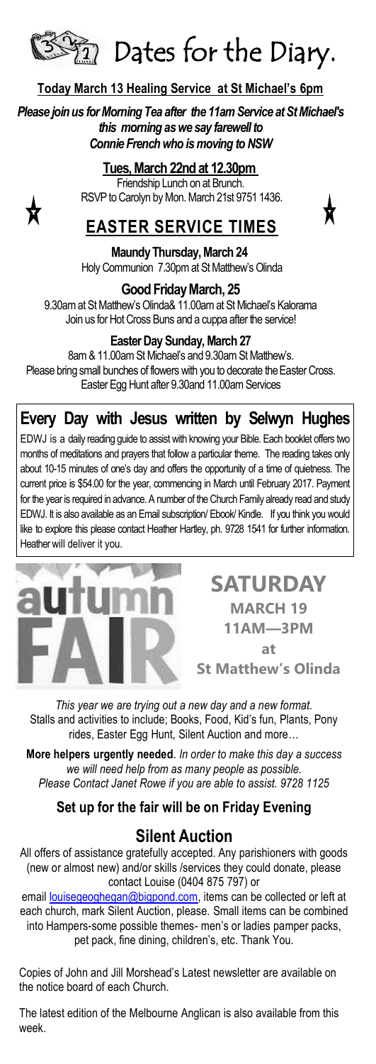# Dates for the Diary.

**Today March 13 Healing Service at St Michael's 6pm**

***Please join us for Morning Tea after the 11am Service at St Michael's this morning as we say farewell to Connie French who is moving to NSW***

**Tues, March 22nd at 12.30pm**

Friendship Lunch on at Brunch.
RSVP to Carolyn by Mon. March 21st 9751 1436.

## EASTER SERVICE TIMES

**Maundy Thursday, March 24**

Holy Communion 7.30pm at St Matthew's Olinda

**Good Friday March, 25**

9.30am at St Matthew's Olinda& 11.00am at St Michael's Kalorama
Join us for Hot Cross Buns and a cuppa after the service!

**Easter Day Sunday, March 27**

8am & 11.00am St Michael's and 9.30am St Matthew's.
Please bring small bunches of flowers with you to decorate the Easter Cross.
Easter Egg Hunt after 9.30and 11.00am Services

## Every Day with Jesus written by Selwyn Hughes

EDWJ is a daily reading guide to assist with knowing your Bible. Each booklet offers two months of meditations and prayers that follow a particular theme. The reading takes only about 10-15 minutes of one's day and offers the opportunity of a time of quietness. The current price is $54.00 for the year, commencing in March until February 2017. Payment for the year is required in advance. A number of the Church Family already read and study EDWJ. It is also available as an Email subscription/ Ebook/ Kindle. If you think you would like to explore this please contact Heather Hartley, ph. 9728 1541 for further information. Heather will deliver it you.

## autumn FAIR

**SATURDAY**
**MARCH 19**
**11AM—3PM**
**at**
**St Matthew's Olinda**

*This year we are trying out a new day and a new format.*
Stalls and activities to include; Books, Food, Kid's fun, Plants, Pony rides, Easter Egg Hunt, Silent Auction and more…

**More helpers urgently needed**. *In order to make this day a success we will need help from as many people as possible. Please Contact Janet Rowe if you are able to assist. 9728 1125*

### Set up for the fair will be on Friday Evening

## Silent Auction

All offers of assistance gratefully accepted. Any parishioners with goods (new or almost new) and/or skills /services they could donate, please contact Louise (0404 875 797) or email louisegeoghegan@bigpond.com, items can be collected or left at each church, mark Silent Auction, please. Small items can be combined into Hampers-some possible themes- men's or ladies pamper packs, pet pack, fine dining, children's, etc. Thank You.

Copies of John and Jill Morshead's Latest newsletter are available on the notice board of each Church.

The latest edition of the Melbourne Anglican is also available from this week.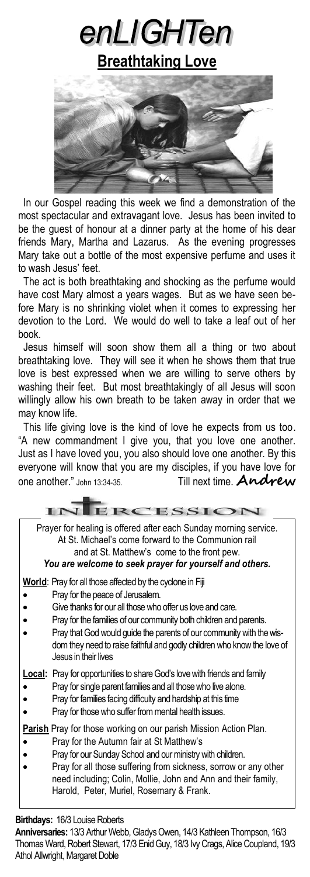# enLIGHTen

## Breathtaking Love

In our Gospel reading this week we find a demonstration of the most spectacular and extravagant love. Jesus has been invited to be the guest of honour at a dinner party at the home of his dear friends Mary, Martha and Lazarus. As the evening progresses Mary take out a bottle of the most expensive perfume and uses it to wash Jesus' feet.

The act is both breathtaking and shocking as the perfume would have cost Mary almost a years wages. But as we have seen before Mary is no shrinking violet when it comes to expressing her devotion to the Lord. We would do well to take a leaf out of her book.

Jesus himself will soon show them all a thing or two about breathtaking love. They will see it when he shows them that true love is best expressed when we are willing to serve others by washing their feet. But most breathtakingly of all Jesus will soon willingly allow his own breath to be taken away in order that we may know life.

This life giving love is the kind of love he expects from us too. "A new commandment I give you, that you love one another. Just as I have loved you, you also should love one another. By this everyone will know that you are my disciples, if you have love for one another." John 13:34-35. Till next time. **Andrew**

## INTERCESSION

Prayer for healing is offered after each Sunday morning service. At St. Michael's come forward to the Communion rail and at St. Matthew's come to the front pew.

***You are welcome to seek prayer for yourself and others.***

**World**: Pray for all those affected by the cyclone in Fiji

- Pray for the peace of Jerusalem.
- Give thanks for our all those who offer us love and care.
- Pray for the families of our community both children and parents.
- Pray that God would guide the parents of our community with the wisdom they need to raise faithful and godly children who know the love of Jesus in their lives

**Local:** Pray for opportunities to share God's love with friends and family

- Pray for single parent families and all those who live alone.
- Pray for families facing difficulty and hardship at this time
- Pray for those who suffer from mental health issues.

**Parish** Pray for those working on our parish Mission Action Plan.

- Pray for the Autumn fair at St Matthew's
- Pray for our Sunday School and our ministry with children.
- Pray for all those suffering from sickness, sorrow or any other need including; Colin, Mollie, John and Ann and their family, Harold, Peter, Muriel, Rosemary & Frank.

**Birthdays:** 16/3 Louise Roberts

**Anniversaries:** 13/3 Arthur Webb, Gladys Owen, 14/3 Kathleen Thompson, 16/3 Thomas Ward, Robert Stewart, 17/3 Enid Guy, 18/3 Ivy Crags, Alice Coupland, 19/3 Athol Allwright, Margaret Doble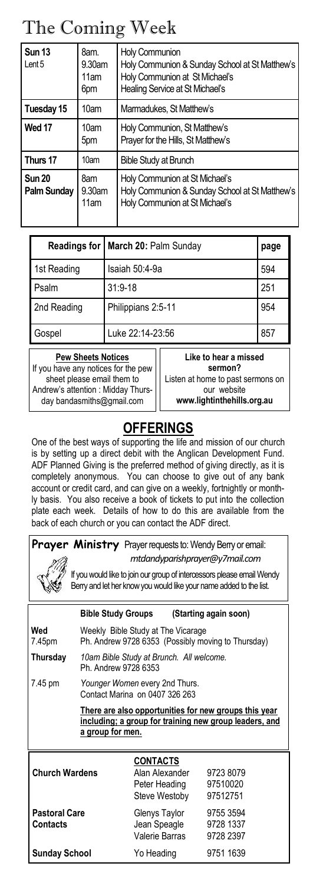# The Coming Week

| | | |
|---|---|---|
| **Sun 13** Lent 5 | 8am.<br>9.30am<br>11am<br>6pm | Holy Communion<br>Holy Communion & Sunday School at St Matthew's<br>Holy Communion at St Michael's<br>Healing Service at St Michael's |
| **Tuesday 15** | 10am | Marmadukes, St Matthew's |
| **Wed 17** | 10am<br>5pm | Holy Communion, St Matthew's<br>Prayer for the Hills, St Matthew's |
| **Thurs 17** | 10am | Bible Study at Brunch |
| **Sun 20 Palm Sunday** | 8am<br>9.30am<br>11am | Holy Communion at St Michael's<br>Holy Communion & Sunday School at St Matthew's<br>Holy Communion at St Michael's |

| **Readings for** | **March 20:** Palm Sunday | **page** |
|---|---|---|
| 1st Reading | Isaiah 50:4-9a | 594 |
| Psalm | 31:9-18 | 251 |
| 2nd Reading | Philippians 2:5-11 | 954 |
| Gospel | Luke 22:14-23:56 | 857 |

**Pew Sheets Notices**
If you have any notices for the pew sheet please email them to Andrew's attention : Midday Thursday bandasmiths@gmail.com

**Like to hear a missed sermon?**
Listen at home to past sermons on our website
**www.lightinthehills.org.au**

## OFFERINGS

One of the best ways of supporting the life and mission of our church is by setting up a direct debit with the Anglican Development Fund. ADF Planned Giving is the preferred method of giving directly, as it is completely anonymous. You can choose to give out of any bank account or credit card, and can give on a weekly, fortnightly or monthly basis. You also receive a book of tickets to put into the collection plate each week. Details of how to do this are available from the back of each church or you can contact the ADF direct.

**Prayer Ministry** Prayer requests to: Wendy Berry or email: *mtdandyparishprayer@y7mail.com*

If you would like to join our group of intercessors please email Wendy Berry and let her know you would like your name added to the list.

**Bible Study Groups** **(Starting again soon)**

| | |
|---|---|
| **Wed** 7.45pm | Weekly Bible Study at The Vicarage<br>Ph. Andrew 9728 6353 (Possibly moving to Thursday) |
| **Thursday** | *10am Bible Study at Brunch. All welcome.*<br>Ph. Andrew 9728 6353 |
| 7.45 pm | *Younger Women* every 2nd Thurs.<br>Contact Marina on 0407 326 263 |

**There are also opportunities for new groups this year including; a group for training new group leaders, and a group for men.**

**CONTACTS**

| | | |
|---|---|---|
| **Church Wardens** | Alan Alexander<br>Peter Heading<br>Steve Westoby | 9723 8079<br>97510020<br>97512751 |
| **Pastoral Care Contacts** | Glenys Taylor<br>Jean Speagle<br>Valerie Barras | 9755 3594<br>9728 1337<br>9728 2397 |
| **Sunday School** | Yo Heading | 9751 1639 |